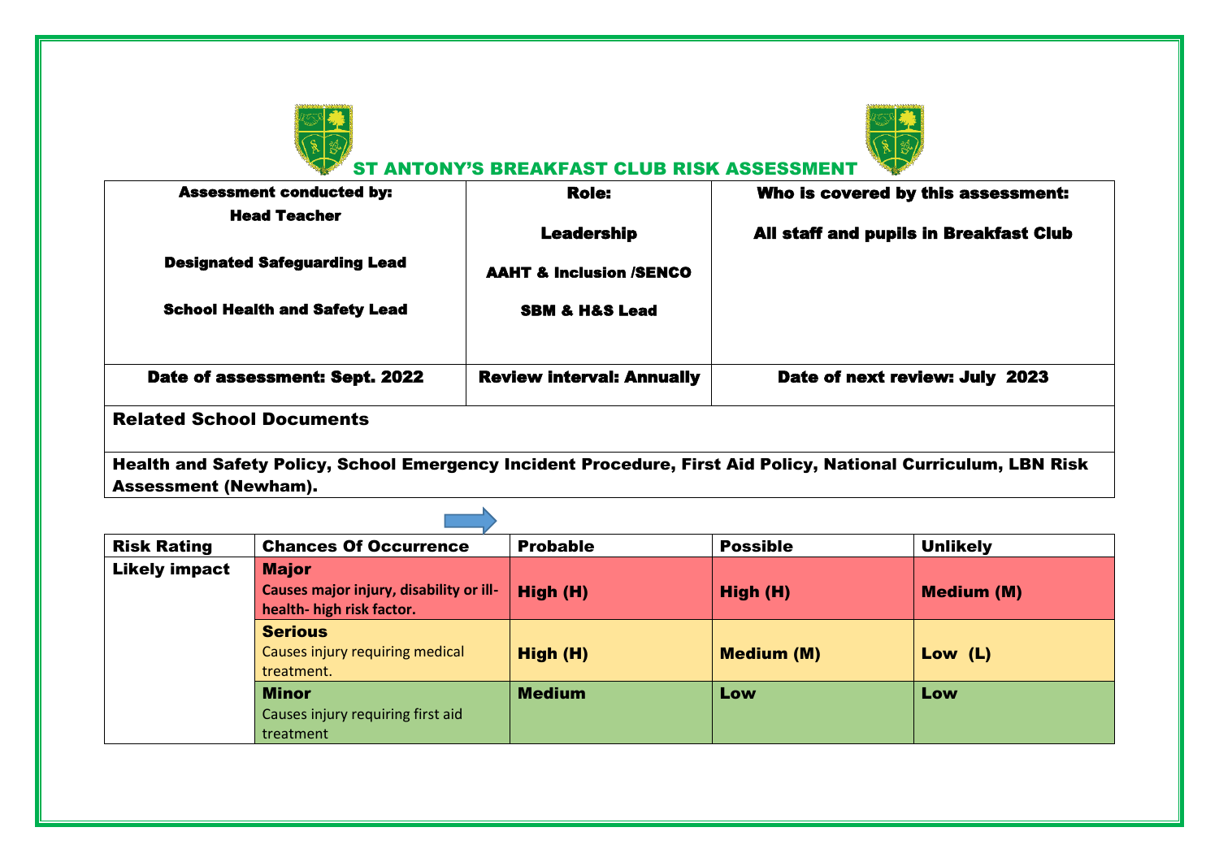# ST ANTONY'S BREAKFAST CLUB RISK ASSESSMENT

| Assessment conducted by: | Role: | Who is covered by this assessment: |
|---|---|---|
| Head Teacher<br><br>Designated Safeguarding Lead<br><br>School Health and Safety Lead | Leadership<br><br>AAHT & Inclusion /SENCO<br><br>SBM & H&S Lead | All staff and pupils in Breakfast Club |
| Date of assessment: Sept. 2022 | Review interval: Annually | Date of next review: July 2023 |

| Related School Documents |
|---|
| Health and Safety Policy, School Emergency Incident Procedure, First Aid Policy, National Curriculum, LBN Risk Assessment (Newham). |

| Risk Rating | Chances Of Occurrence | Probable | Possible | Unlikely |
|---|---|---|---|---|
| Likely impact | **Major**<br>**Causes major injury, disability or ill-health- high risk factor.** | High (H) | High (H) | Medium (M) |
| | **Serious**<br>Causes injury requiring medical treatment. | High (H) | Medium (M) | Low (L) |
| | **Minor**<br>Causes injury requiring first aid treatment | Medium | Low | Low |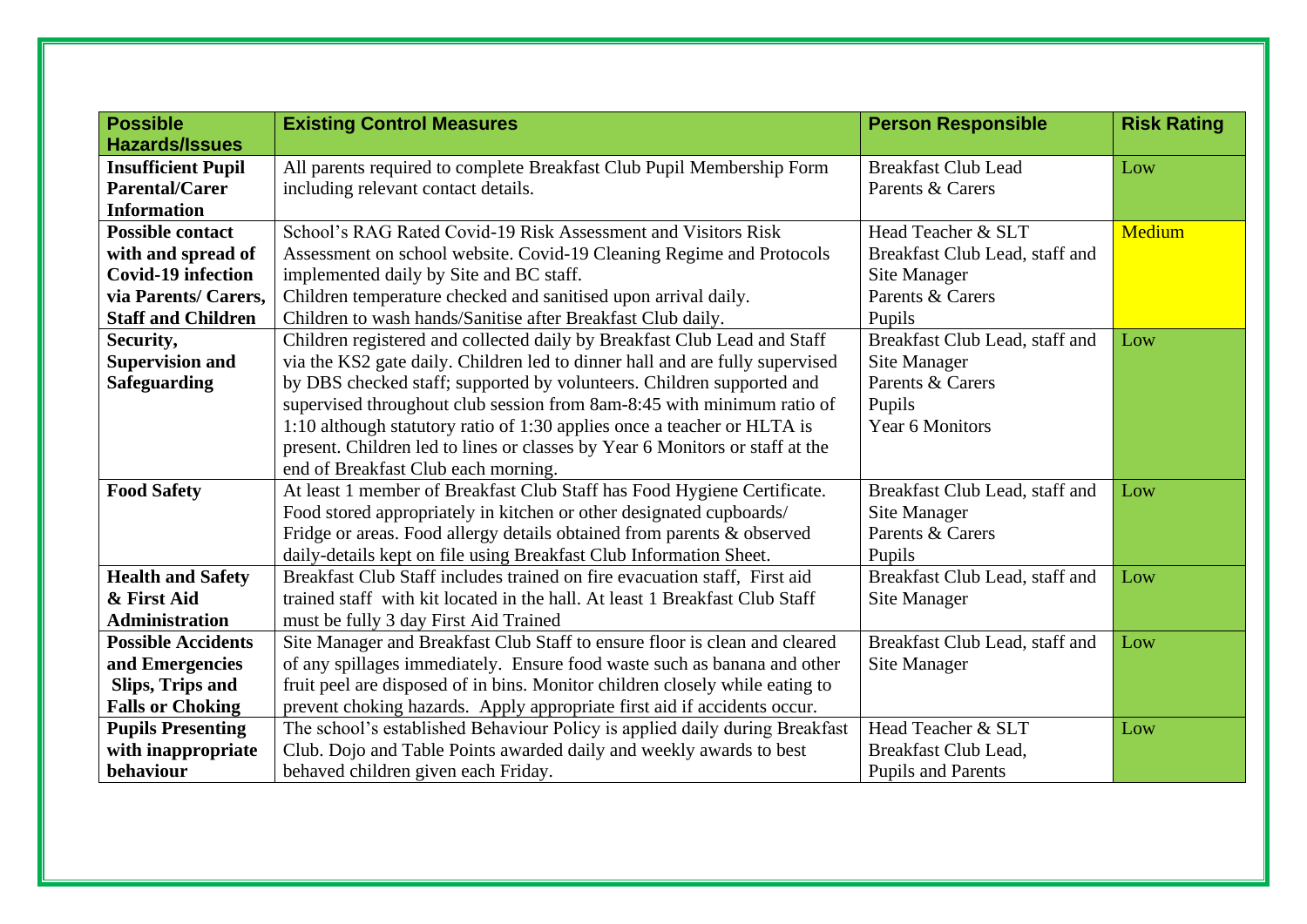| Possible Hazards/Issues | Existing Control Measures | Person Responsible | Risk Rating |
|---|---|---|---|
| **Insufficient Pupil Parental/Carer Information** | All parents required to complete Breakfast Club Pupil Membership Form including relevant contact details. | Breakfast Club Lead<br>Parents & Carers | Low |
| **Possible contact with and spread of Covid-19 infection via Parents/ Carers, Staff and Children** | School's RAG Rated Covid-19 Risk Assessment and Visitors Risk Assessment on school website. Covid-19 Cleaning Regime and Protocols implemented daily by Site and BC staff.<br>Children temperature checked and sanitised upon arrival daily.<br>Children to wash hands/Sanitise after Breakfast Club daily. | Head Teacher & SLT<br>Breakfast Club Lead, staff and Site Manager<br>Parents & Carers<br>Pupils | Medium |
| **Security, Supervision and Safeguarding** | Children registered and collected daily by Breakfast Club Lead and Staff via the KS2 gate daily. Children led to dinner hall and are fully supervised by DBS checked staff; supported by volunteers. Children supported and supervised throughout club session from 8am-8:45 with minimum ratio of 1:10 although statutory ratio of 1:30 applies once a teacher or HLTA is present. Children led to lines or classes by Year 6 Monitors or staff at the end of Breakfast Club each morning. | Breakfast Club Lead, staff and Site Manager<br>Parents & Carers<br>Pupils<br>Year 6 Monitors | Low |
| **Food Safety** | At least 1 member of Breakfast Club Staff has Food Hygiene Certificate. Food stored appropriately in kitchen or other designated cupboards/ Fridge or areas. Food allergy details obtained from parents & observed daily-details kept on file using Breakfast Club Information Sheet. | Breakfast Club Lead, staff and Site Manager<br>Parents & Carers<br>Pupils | Low |
| **Health and Safety & First Aid Administration** | Breakfast Club Staff includes trained on fire evacuation staff, First aid trained staff with kit located in the hall. At least 1 Breakfast Club Staff must be fully 3 day First Aid Trained | Breakfast Club Lead, staff and Site Manager | Low |
| **Possible Accidents and Emergencies Slips, Trips and Falls or Choking** | Site Manager and Breakfast Club Staff to ensure floor is clean and cleared of any spillages immediately. Ensure food waste such as banana and other fruit peel are disposed of in bins. Monitor children closely while eating to prevent choking hazards. Apply appropriate first aid if accidents occur. | Breakfast Club Lead, staff and Site Manager | Low |
| **Pupils Presenting with inappropriate behaviour** | The school's established Behaviour Policy is applied daily during Breakfast Club. Dojo and Table Points awarded daily and weekly awards to best behaved children given each Friday. | Head Teacher & SLT<br>Breakfast Club Lead,<br>Pupils and Parents | Low |